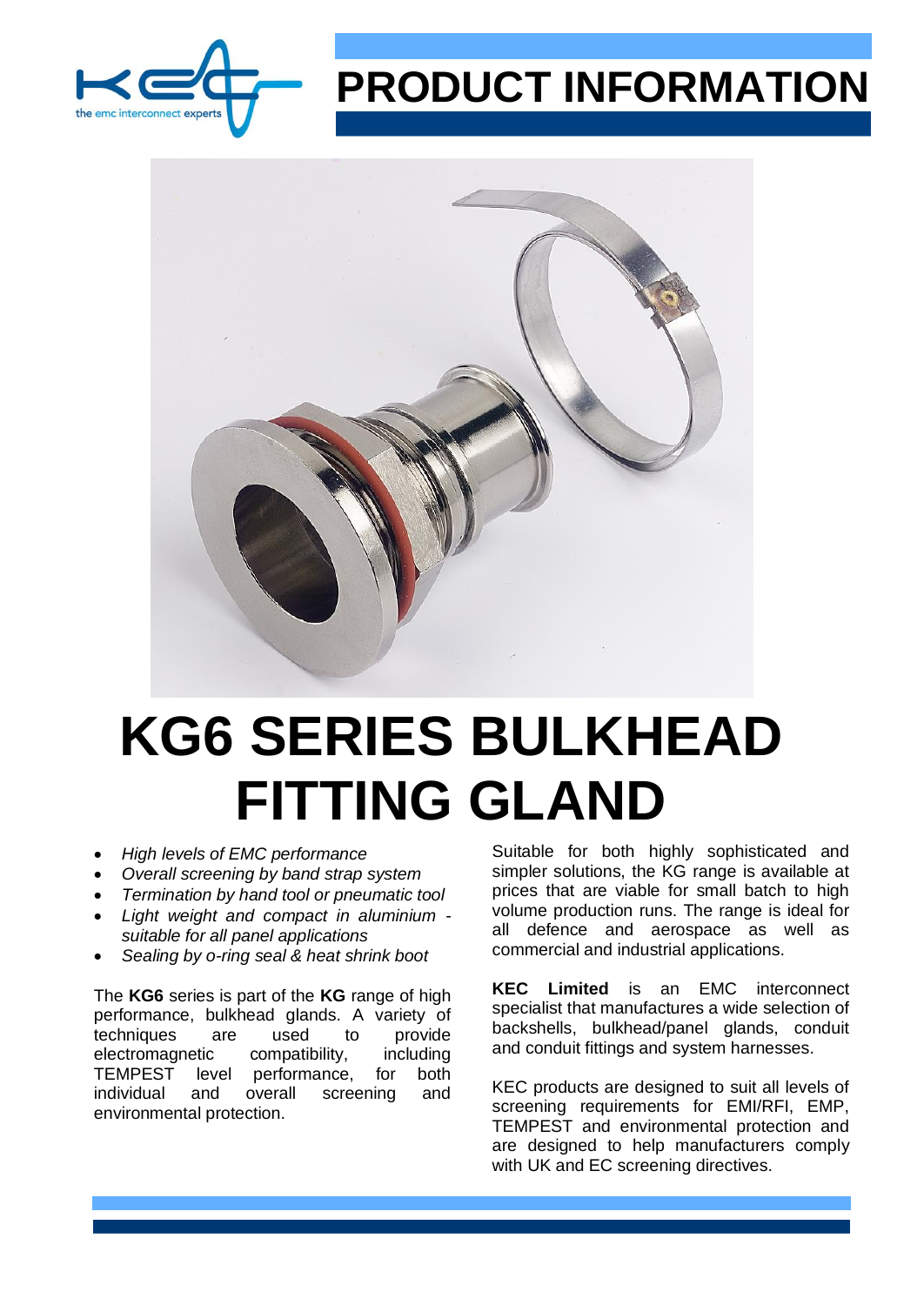# PRODUCT INFORMATION

# KG6 SERIES BULKHEAD FITTING GLAND

- *High levels of EMC performance*
- *Overall screening by band strap system*
- *Termination by hand tool or pneumatic tool*
- *Light weight and compact in aluminium - suitable for all panel applications*
- *Sealing by o-ring seal & heat shrink boot*

The **KG6** series is part of the **KG** range of high performance, bulkhead glands. A variety of techniques are used to provide electromagnetic compatibility, including TEMPEST level performance, for both individual and overall screening and environmental protection.

Suitable for both highly sophisticated and simpler solutions, the KG range is available at prices that are viable for small batch to high volume production runs. The range is ideal for all defence and aerospace as well as commercial and industrial applications.

**KEC Limited** is an EMC interconnect specialist that manufactures a wide selection of backshells, bulkhead/panel glands, conduit and conduit fittings and system harnesses.

KEC products are designed to suit all levels of screening requirements for EMI/RFI, EMP, TEMPEST and environmental protection and are designed to help manufacturers comply with UK and EC screening directives.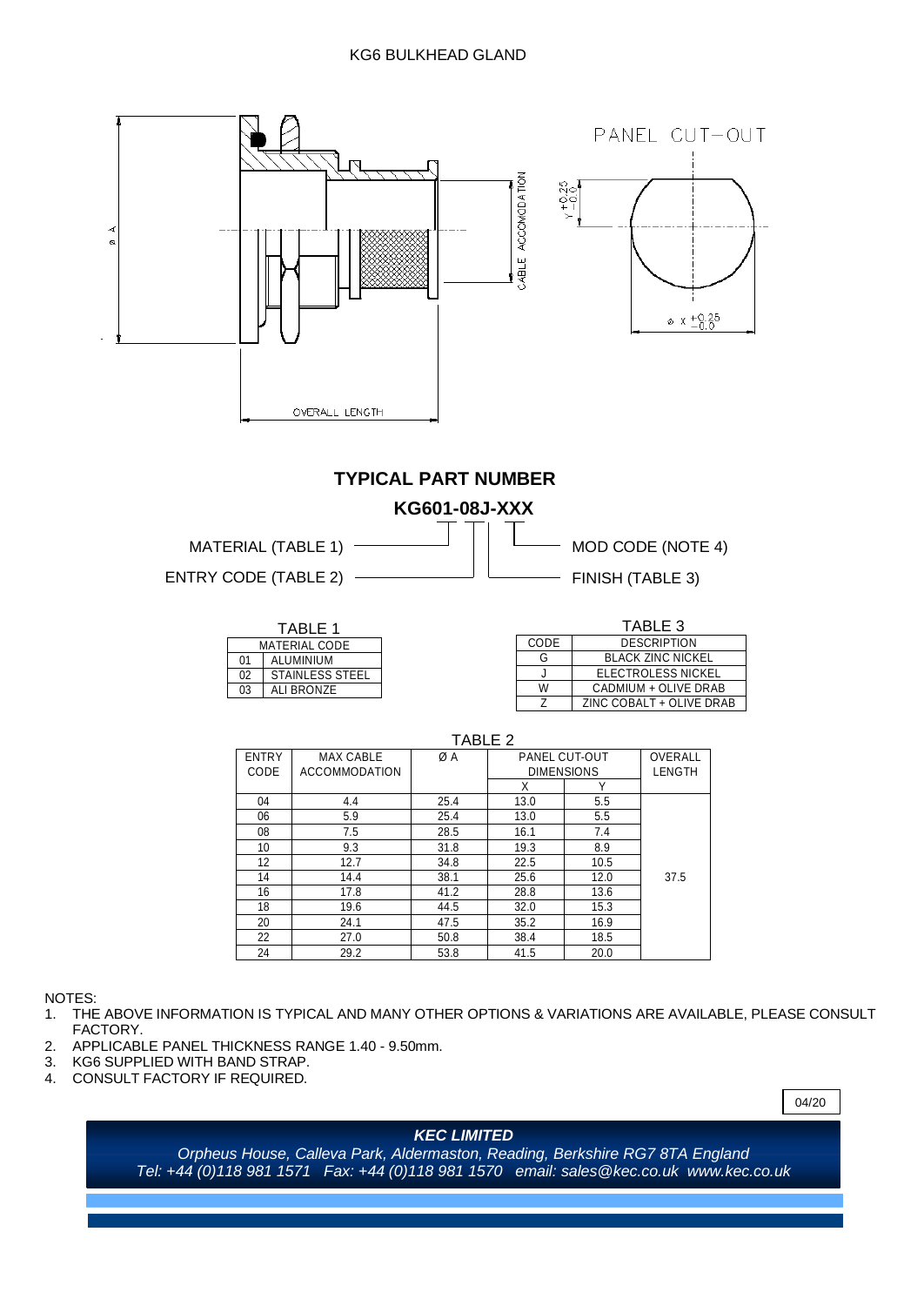# KG6 BULKHEAD GLAND

Ø A

CABLE ACCOMODATION

OVERALL LENGTH

PANEL CUT–OUT

$Y^{+0.25}_{-0.0}$

$\varnothing\ X^{+0.25}_{-0.0}$

## TYPICAL PART NUMBER

**KG601-08J-XXX**

- MATERIAL (TABLE 1)
- ENTRY CODE (TABLE 2)
- FINISH (TABLE 3)
- MOD CODE (NOTE 4)

TABLE 1

| MATERIAL CODE | |
|---|---|
| 01 | ALUMINIUM |
| 02 | STAINLESS STEEL |
| 03 | ALI BRONZE |

TABLE 3

| CODE | DESCRIPTION |
|---|---|
| G | BLACK ZINC NICKEL |
| J | ELECTROLESS NICKEL |
| W | CADMIUM + OLIVE DRAB |
| Z | ZINC COBALT + OLIVE DRAB |

TABLE 2

| ENTRY CODE | MAX CABLE ACCOMMODATION | Ø A | PANEL CUT-OUT DIMENSIONS | | OVERALL LENGTH |
|---|---|---|---|---|---|
| | | | X | Y | |
| 04 | 4.4 | 25.4 | 13.0 | 5.5 | 37.5 |
| 06 | 5.9 | 25.4 | 13.0 | 5.5 | 37.5 |
| 08 | 7.5 | 28.5 | 16.1 | 7.4 | 37.5 |
| 10 | 9.3 | 31.8 | 19.3 | 8.9 | 37.5 |
| 12 | 12.7 | 34.8 | 22.5 | 10.5 | 37.5 |
| 14 | 14.4 | 38.1 | 25.6 | 12.0 | 37.5 |
| 16 | 17.8 | 41.2 | 28.8 | 13.6 | 37.5 |
| 18 | 19.6 | 44.5 | 32.0 | 15.3 | 37.5 |
| 20 | 24.1 | 47.5 | 35.2 | 16.9 | 37.5 |
| 22 | 27.0 | 50.8 | 38.4 | 18.5 | 37.5 |
| 24 | 29.2 | 53.8 | 41.5 | 20.0 | 37.5 |

NOTES:

1. THE ABOVE INFORMATION IS TYPICAL AND MANY OTHER OPTIONS & VARIATIONS ARE AVAILABLE, PLEASE CONSULT FACTORY.
2. APPLICABLE PANEL THICKNESS RANGE 1.40 - 9.50mm.
3. KG6 SUPPLIED WITH BAND STRAP.
4. CONSULT FACTORY IF REQUIRED.

04/20

***KEC LIMITED***

*Orpheus House, Calleva Park, Aldermaston, Reading, Berkshire RG7 8TA England*
*Tel: +44 (0)118 981 1571 Fax: +44 (0)118 981 1570 email: sales@kec.co.uk www.kec.co.uk*